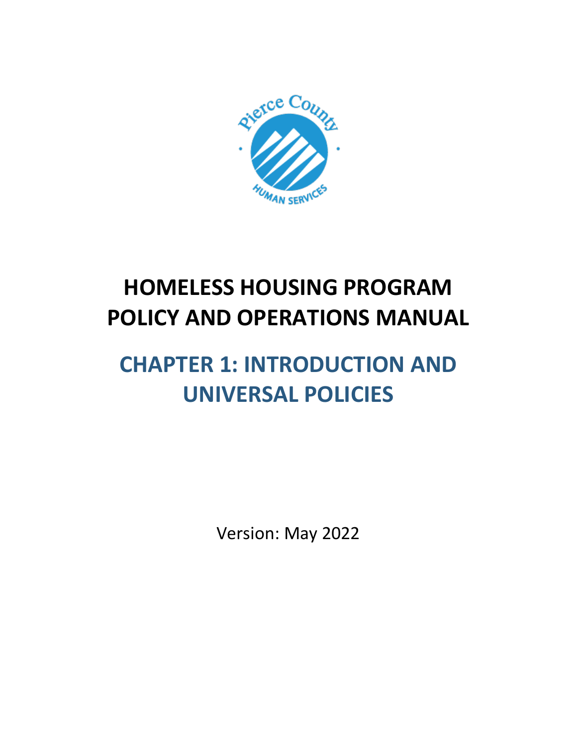# HOMELESS HOUSING PROGRAM POLICY AND OPERATIONS MANUAL

## CHAPTER 1: INTRODUCTION AND UNIVERSAL POLICIES

Version: May 2022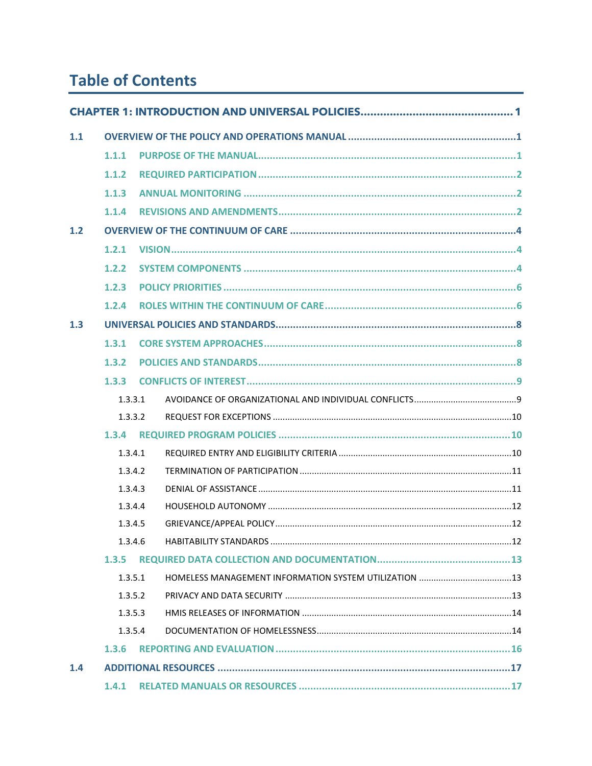# Table of Contents

**CHAPTER 1: INTRODUCTION AND UNIVERSAL POLICIES** ........................................ 1

**1.1 OVERVIEW OF THE POLICY AND OPERATIONS MANUAL** ........................................ 1

- **1.1.1 PURPOSE OF THE MANUAL** ........................................ 1
- **1.1.2 REQUIRED PARTICIPATION** ........................................ 2
- **1.1.3 ANNUAL MONITORING** ........................................ 2
- **1.1.4 REVISIONS AND AMENDMENTS** ........................................ 2

**1.2 OVERVIEW OF THE CONTINUUM OF CARE** ........................................ 4

- **1.2.1 VISION** ........................................ 4
- **1.2.2 SYSTEM COMPONENTS** ........................................ 4
- **1.2.3 POLICY PRIORITIES** ........................................ 6
- **1.2.4 ROLES WITHIN THE CONTINUUM OF CARE** ........................................ 6

**1.3 UNIVERSAL POLICIES AND STANDARDS** ........................................ 8

- **1.3.1 CORE SYSTEM APPROACHES** ........................................ 8
- **1.3.2 POLICIES AND STANDARDS** ........................................ 8
- **1.3.3 CONFLICTS OF INTEREST** ........................................ 9
  - 1.3.3.1 AVOIDANCE OF ORGANIZATIONAL AND INDIVIDUAL CONFLICTS ........................................ 9
  - 1.3.3.2 REQUEST FOR EXCEPTIONS ........................................ 10
- **1.3.4 REQUIRED PROGRAM POLICIES** ........................................ 10
  - 1.3.4.1 REQUIRED ENTRY AND ELIGIBILITY CRITERIA ........................................ 10
  - 1.3.4.2 TERMINATION OF PARTICIPATION ........................................ 11
  - 1.3.4.3 DENIAL OF ASSISTANCE ........................................ 11
  - 1.3.4.4 HOUSEHOLD AUTONOMY ........................................ 12
  - 1.3.4.5 GRIEVANCE/APPEAL POLICY ........................................ 12
  - 1.3.4.6 HABITABILITY STANDARDS ........................................ 12
- **1.3.5 REQUIRED DATA COLLECTION AND DOCUMENTATION** ........................................ 13
  - 1.3.5.1 HOMELESS MANAGEMENT INFORMATION SYSTEM UTILIZATION ........................................ 13
  - 1.3.5.2 PRIVACY AND DATA SECURITY ........................................ 13
  - 1.3.5.3 HMIS RELEASES OF INFORMATION ........................................ 14
  - 1.3.5.4 DOCUMENTATION OF HOMELESSNESS ........................................ 14
- **1.3.6 REPORTING AND EVALUATION** ........................................ 16

**1.4 ADDITIONAL RESOURCES** ........................................ 17

- **1.4.1 RELATED MANUALS OR RESOURCES** ........................................ 17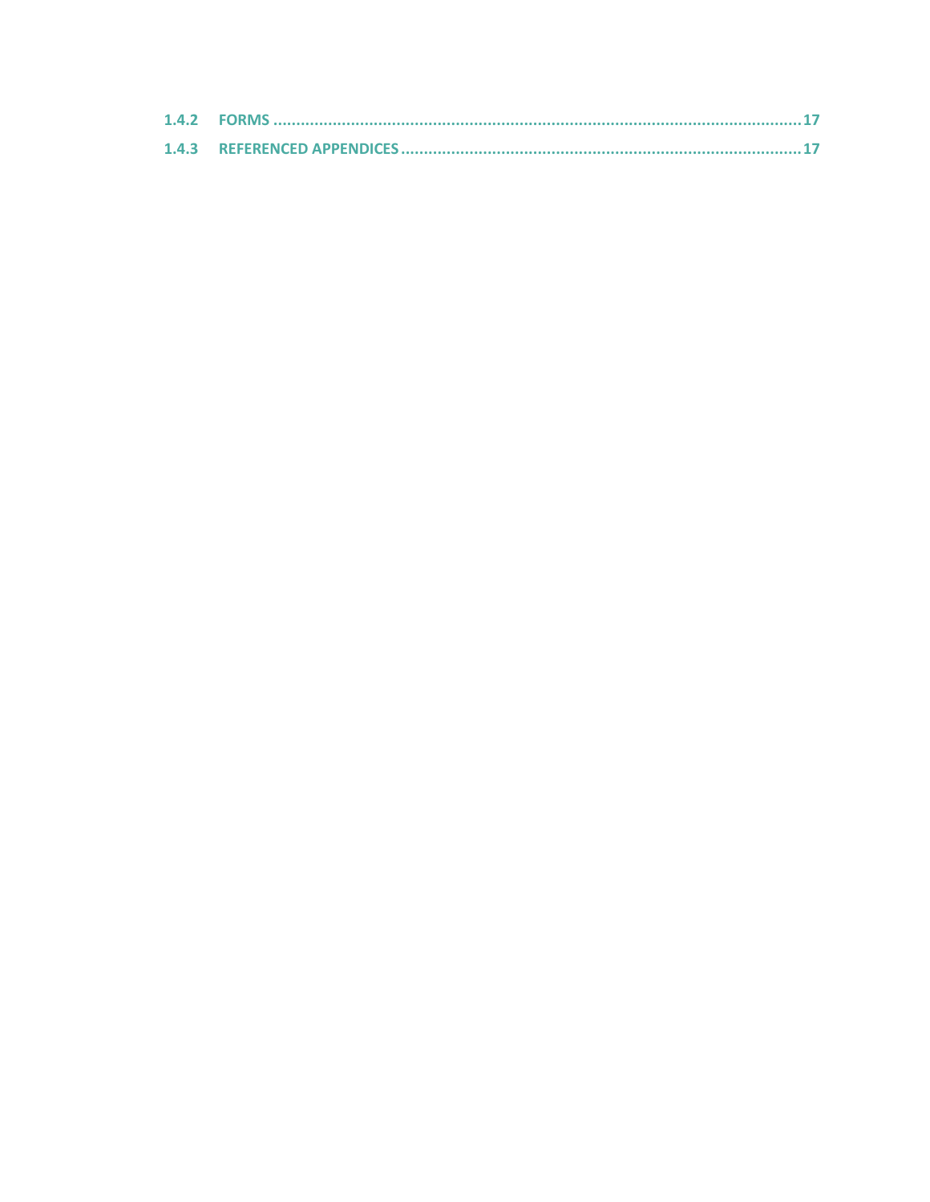1.4.2 FORMS .................................................................................................................... 17

1.4.3 REFERENCED APPENDICES ........................................................................................ 17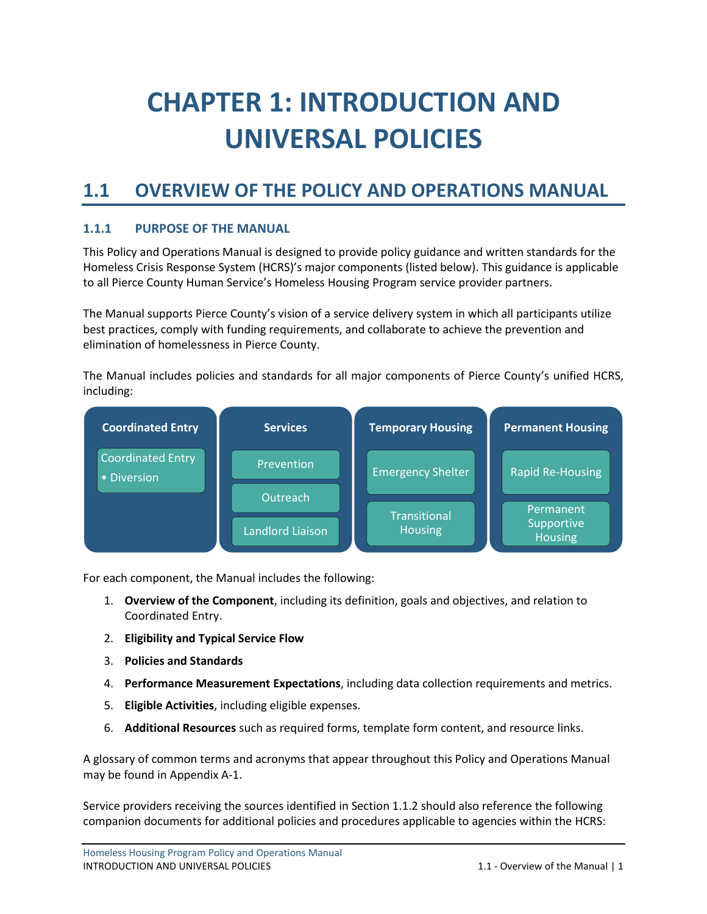// CHAPTER 1: INTRODUCTION AND UNIVERSAL POLICIES

## 1.1 OVERVIEW OF THE POLICY AND OPERATIONS MANUAL

### 1.1.1 PURPOSE OF THE MANUAL

This Policy and Operations Manual is designed to provide policy guidance and written standards for the Homeless Crisis Response System (HCRS)'s major components (listed below). This guidance is applicable to all Pierce County Human Service's Homeless Housing Program service provider partners.

The Manual supports Pierce County's vision of a service delivery system in which all participants utilize best practices, comply with funding requirements, and collaborate to achieve the prevention and elimination of homelessness in Pierce County.

The Manual includes policies and standards for all major components of Pierce County's unified HCRS, including:

| Coordinated Entry | Services | Temporary Housing | Permanent Housing |
|---|---|---|---|
| Coordinated Entry • Diversion | Prevention | Emergency Shelter | Rapid Re-Housing |
| | Outreach | Transitional Housing | Permanent Supportive Housing |
| | Landlord Liaison | | |

For each component, the Manual includes the following:

1. **Overview of the Component**, including its definition, goals and objectives, and relation to Coordinated Entry.
2. **Eligibility and Typical Service Flow**
3. **Policies and Standards**
4. **Performance Measurement Expectations**, including data collection requirements and metrics.
5. **Eligible Activities**, including eligible expenses.
6. **Additional Resources** such as required forms, template form content, and resource links.

A glossary of common terms and acronyms that appear throughout this Policy and Operations Manual may be found in Appendix A-1.

Service providers receiving the sources identified in Section 1.1.2 should also reference the following companion documents for additional policies and procedures applicable to agencies within the HCRS: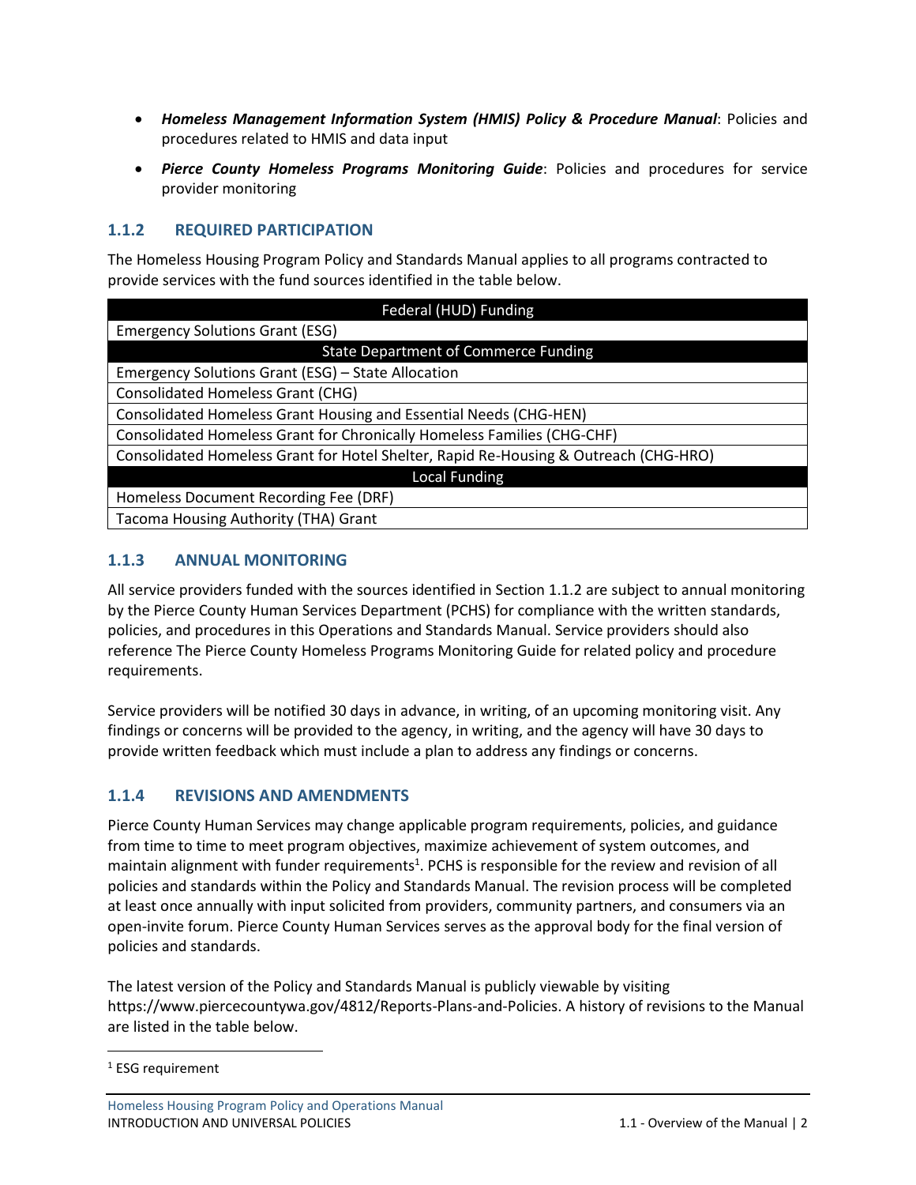- ***Homeless Management Information System (HMIS) Policy & Procedure Manual***: Policies and procedures related to HMIS and data input
- ***Pierce County Homeless Programs Monitoring Guide***: Policies and procedures for service provider monitoring

### 1.1.2 REQUIRED PARTICIPATION

The Homeless Housing Program Policy and Standards Manual applies to all programs contracted to provide services with the fund sources identified in the table below.

| Federal (HUD) Funding |
|---|
| Emergency Solutions Grant (ESG) |
| **State Department of Commerce Funding** |
| Emergency Solutions Grant (ESG) – State Allocation |
| Consolidated Homeless Grant (CHG) |
| Consolidated Homeless Grant Housing and Essential Needs (CHG-HEN) |
| Consolidated Homeless Grant for Chronically Homeless Families (CHG-CHF) |
| Consolidated Homeless Grant for Hotel Shelter, Rapid Re-Housing & Outreach (CHG-HRO) |
| **Local Funding** |
| Homeless Document Recording Fee (DRF) |
| Tacoma Housing Authority (THA) Grant |

### 1.1.3 ANNUAL MONITORING

All service providers funded with the sources identified in Section 1.1.2 are subject to annual monitoring by the Pierce County Human Services Department (PCHS) for compliance with the written standards, policies, and procedures in this Operations and Standards Manual. Service providers should also reference The Pierce County Homeless Programs Monitoring Guide for related policy and procedure requirements.

Service providers will be notified 30 days in advance, in writing, of an upcoming monitoring visit. Any findings or concerns will be provided to the agency, in writing, and the agency will have 30 days to provide written feedback which must include a plan to address any findings or concerns.

### 1.1.4 REVISIONS AND AMENDMENTS

Pierce County Human Services may change applicable program requirements, policies, and guidance from time to time to meet program objectives, maximize achievement of system outcomes, and maintain alignment with funder requirements[1]. PCHS is responsible for the review and revision of all policies and standards within the Policy and Standards Manual. The revision process will be completed at least once annually with input solicited from providers, community partners, and consumers via an open-invite forum. Pierce County Human Services serves as the approval body for the final version of policies and standards.

The latest version of the Policy and Standards Manual is publicly viewable by visiting https://www.piercecountywa.gov/4812/Reports-Plans-and-Policies. A history of revisions to the Manual are listed in the table below.

[1] ESG requirement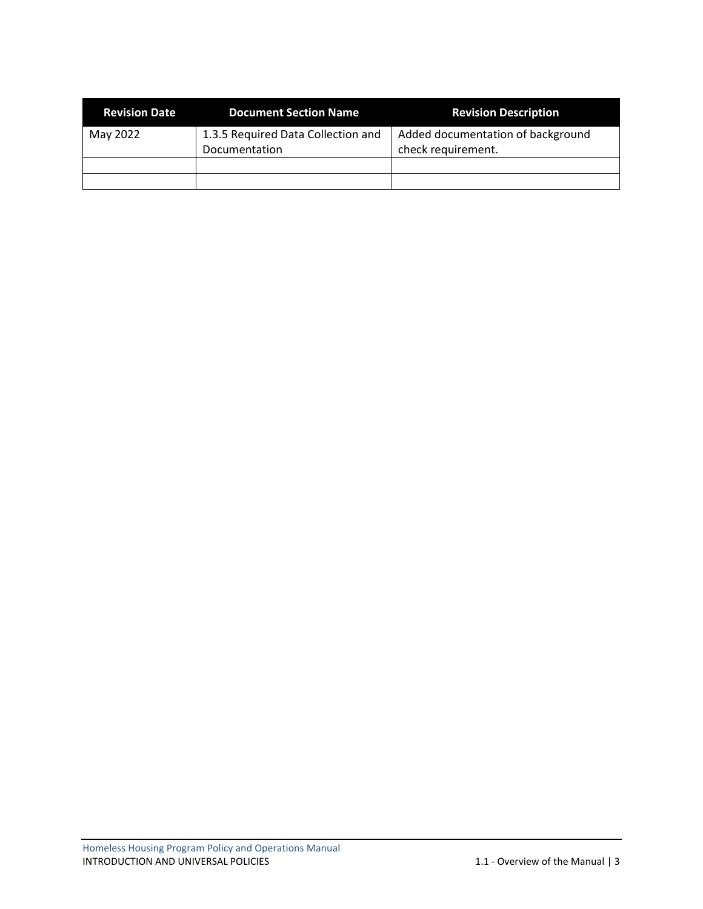| Revision Date | Document Section Name | Revision Description |
| --- | --- | --- |
| May 2022 | 1.3.5 Required Data Collection and Documentation | Added documentation of background check requirement. |
| | | |
| | | |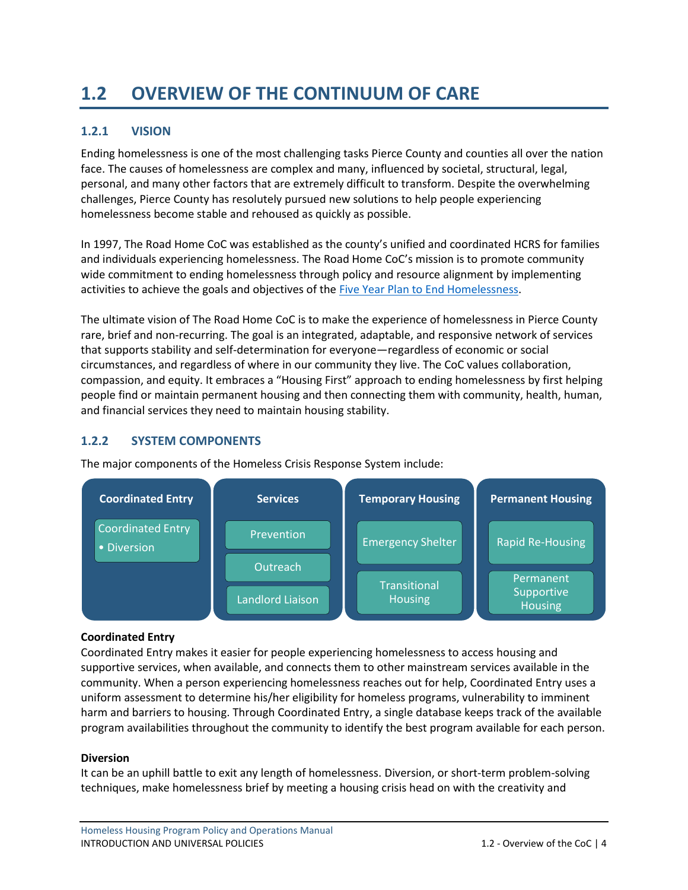# 1.2 OVERVIEW OF THE CONTINUUM OF CARE

## 1.2.1 VISION

Ending homelessness is one of the most challenging tasks Pierce County and counties all over the nation face. The causes of homelessness are complex and many, influenced by societal, structural, legal, personal, and many other factors that are extremely difficult to transform. Despite the overwhelming challenges, Pierce County has resolutely pursued new solutions to help people experiencing homelessness become stable and rehoused as quickly as possible.

In 1997, The Road Home CoC was established as the county's unified and coordinated HCRS for families and individuals experiencing homelessness. The Road Home CoC's mission is to promote community wide commitment to ending homelessness through policy and resource alignment by implementing activities to achieve the goals and objectives of the Five Year Plan to End Homelessness.

The ultimate vision of The Road Home CoC is to make the experience of homelessness in Pierce County rare, brief and non-recurring. The goal is an integrated, adaptable, and responsive network of services that supports stability and self-determination for everyone—regardless of economic or social circumstances, and regardless of where in our community they live. The CoC values collaboration, compassion, and equity. It embraces a "Housing First" approach to ending homelessness by first helping people find or maintain permanent housing and then connecting them with community, health, human, and financial services they need to maintain housing stability.

## 1.2.2 SYSTEM COMPONENTS

The major components of the Homeless Crisis Response System include:

| Coordinated Entry | Services | Temporary Housing | Permanent Housing |
|---|---|---|---|
| Coordinated Entry<br>• Diversion | Prevention | Emergency Shelter | Rapid Re-Housing |
| | Outreach | Transitional Housing | Permanent Supportive Housing |
| | Landlord Liaison | | |

**Coordinated Entry**

Coordinated Entry makes it easier for people experiencing homelessness to access housing and supportive services, when available, and connects them to other mainstream services available in the community. When a person experiencing homelessness reaches out for help, Coordinated Entry uses a uniform assessment to determine his/her eligibility for homeless programs, vulnerability to imminent harm and barriers to housing. Through Coordinated Entry, a single database keeps track of the available program availabilities throughout the community to identify the best program available for each person.

**Diversion**

It can be an uphill battle to exit any length of homelessness. Diversion, or short-term problem-solving techniques, make homelessness brief by meeting a housing crisis head on with the creativity and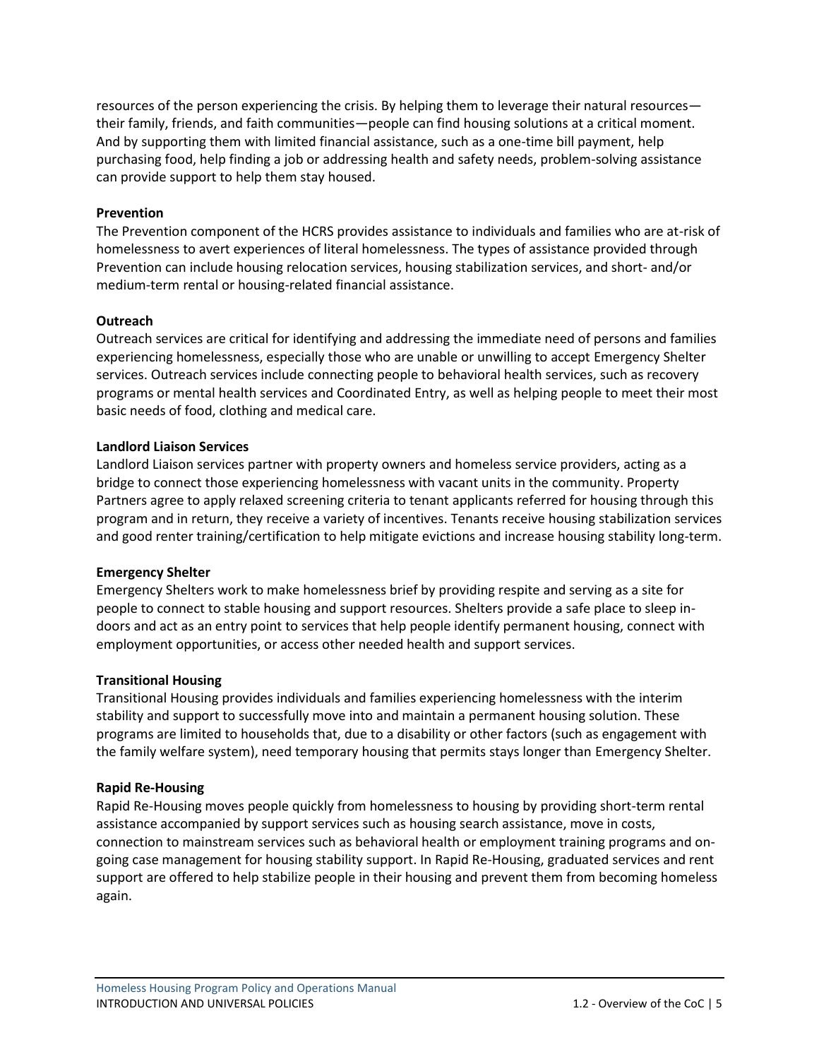resources of the person experiencing the crisis. By helping them to leverage their natural resources—their family, friends, and faith communities—people can find housing solutions at a critical moment. And by supporting them with limited financial assistance, such as a one-time bill payment, help purchasing food, help finding a job or addressing health and safety needs, problem-solving assistance can provide support to help them stay housed.

**Prevention**

The Prevention component of the HCRS provides assistance to individuals and families who are at-risk of homelessness to avert experiences of literal homelessness. The types of assistance provided through Prevention can include housing relocation services, housing stabilization services, and short- and/or medium-term rental or housing-related financial assistance.

**Outreach**

Outreach services are critical for identifying and addressing the immediate need of persons and families experiencing homelessness, especially those who are unable or unwilling to accept Emergency Shelter services. Outreach services include connecting people to behavioral health services, such as recovery programs or mental health services and Coordinated Entry, as well as helping people to meet their most basic needs of food, clothing and medical care.

**Landlord Liaison Services**

Landlord Liaison services partner with property owners and homeless service providers, acting as a bridge to connect those experiencing homelessness with vacant units in the community. Property Partners agree to apply relaxed screening criteria to tenant applicants referred for housing through this program and in return, they receive a variety of incentives. Tenants receive housing stabilization services and good renter training/certification to help mitigate evictions and increase housing stability long-term.

**Emergency Shelter**

Emergency Shelters work to make homelessness brief by providing respite and serving as a site for people to connect to stable housing and support resources. Shelters provide a safe place to sleep in-doors and act as an entry point to services that help people identify permanent housing, connect with employment opportunities, or access other needed health and support services.

**Transitional Housing**

Transitional Housing provides individuals and families experiencing homelessness with the interim stability and support to successfully move into and maintain a permanent housing solution. These programs are limited to households that, due to a disability or other factors (such as engagement with the family welfare system), need temporary housing that permits stays longer than Emergency Shelter.

**Rapid Re-Housing**

Rapid Re-Housing moves people quickly from homelessness to housing by providing short-term rental assistance accompanied by support services such as housing search assistance, move in costs, connection to mainstream services such as behavioral health or employment training programs and on-going case management for housing stability support. In Rapid Re-Housing, graduated services and rent support are offered to help stabilize people in their housing and prevent them from becoming homeless again.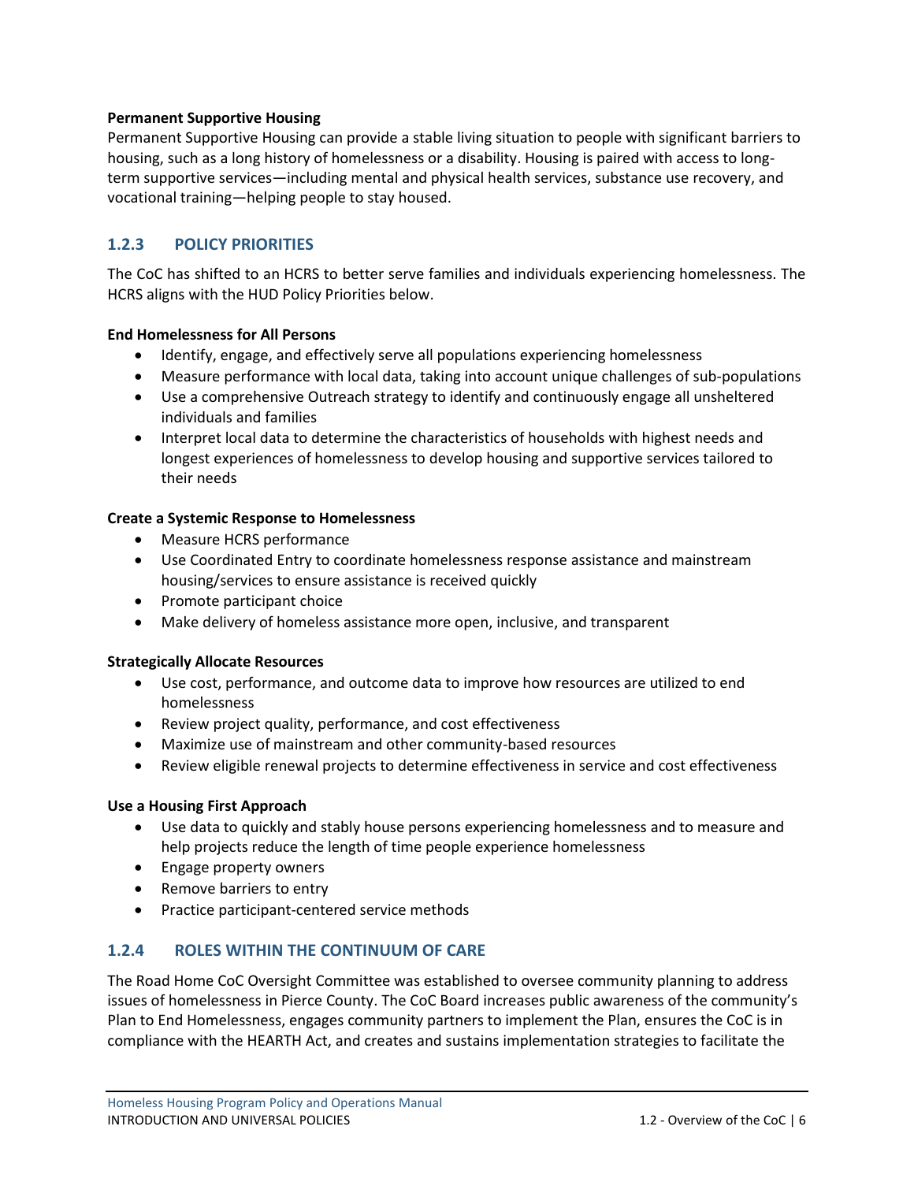**Permanent Supportive Housing**

Permanent Supportive Housing can provide a stable living situation to people with significant barriers to housing, such as a long history of homelessness or a disability. Housing is paired with access to long-term supportive services—including mental and physical health services, substance use recovery, and vocational training—helping people to stay housed.

### 1.2.3 POLICY PRIORITIES

The CoC has shifted to an HCRS to better serve families and individuals experiencing homelessness. The HCRS aligns with the HUD Policy Priorities below.

**End Homelessness for All Persons**

- Identify, engage, and effectively serve all populations experiencing homelessness
- Measure performance with local data, taking into account unique challenges of sub-populations
- Use a comprehensive Outreach strategy to identify and continuously engage all unsheltered individuals and families
- Interpret local data to determine the characteristics of households with highest needs and longest experiences of homelessness to develop housing and supportive services tailored to their needs

**Create a Systemic Response to Homelessness**

- Measure HCRS performance
- Use Coordinated Entry to coordinate homelessness response assistance and mainstream housing/services to ensure assistance is received quickly
- Promote participant choice
- Make delivery of homeless assistance more open, inclusive, and transparent

**Strategically Allocate Resources**

- Use cost, performance, and outcome data to improve how resources are utilized to end homelessness
- Review project quality, performance, and cost effectiveness
- Maximize use of mainstream and other community-based resources
- Review eligible renewal projects to determine effectiveness in service and cost effectiveness

**Use a Housing First Approach**

- Use data to quickly and stably house persons experiencing homelessness and to measure and help projects reduce the length of time people experience homelessness
- Engage property owners
- Remove barriers to entry
- Practice participant-centered service methods

### 1.2.4 ROLES WITHIN THE CONTINUUM OF CARE

The Road Home CoC Oversight Committee was established to oversee community planning to address issues of homelessness in Pierce County. The CoC Board increases public awareness of the community's Plan to End Homelessness, engages community partners to implement the Plan, ensures the CoC is in compliance with the HEARTH Act, and creates and sustains implementation strategies to facilitate the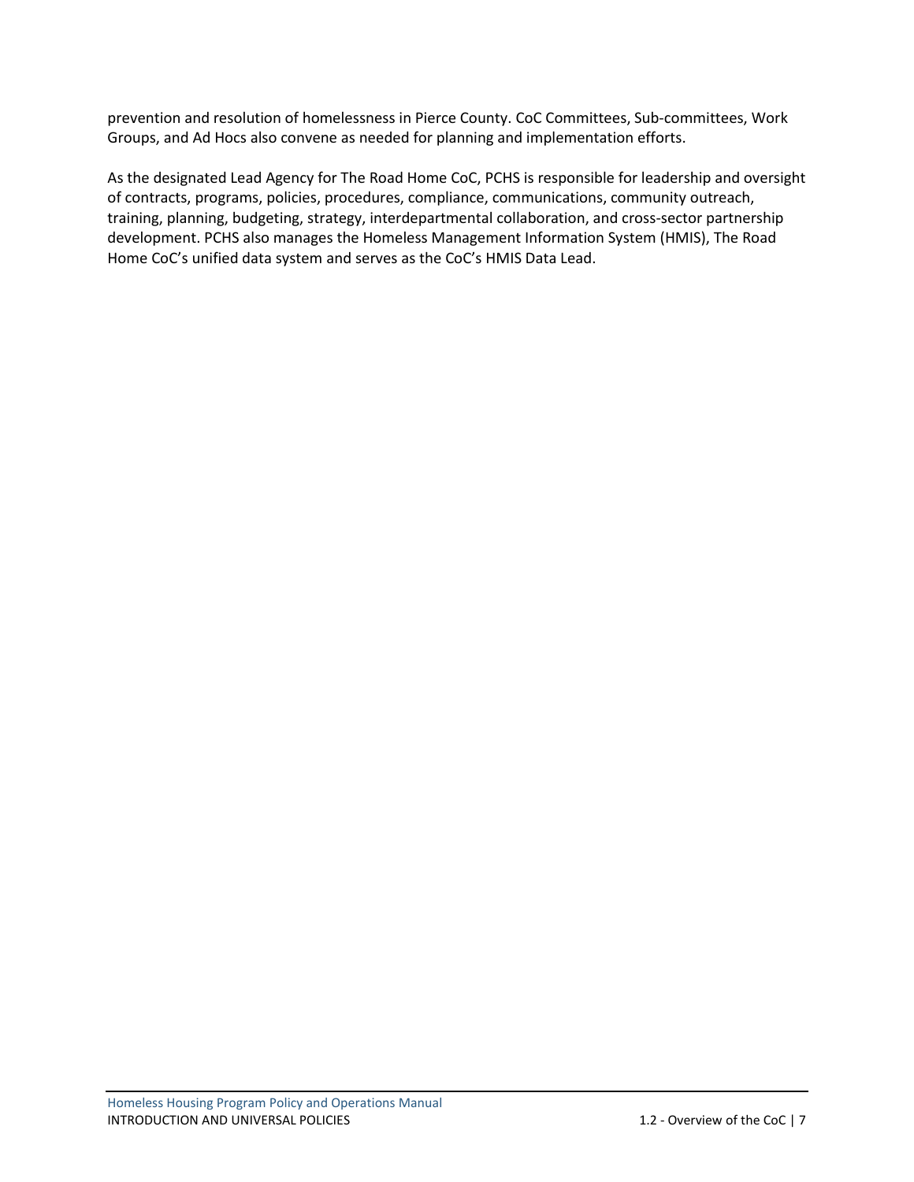prevention and resolution of homelessness in Pierce County. CoC Committees, Sub-committees, Work Groups, and Ad Hocs also convene as needed for planning and implementation efforts.

As the designated Lead Agency for The Road Home CoC, PCHS is responsible for leadership and oversight of contracts, programs, policies, procedures, compliance, communications, community outreach, training, planning, budgeting, strategy, interdepartmental collaboration, and cross-sector partnership development. PCHS also manages the Homeless Management Information System (HMIS), The Road Home CoC's unified data system and serves as the CoC's HMIS Data Lead.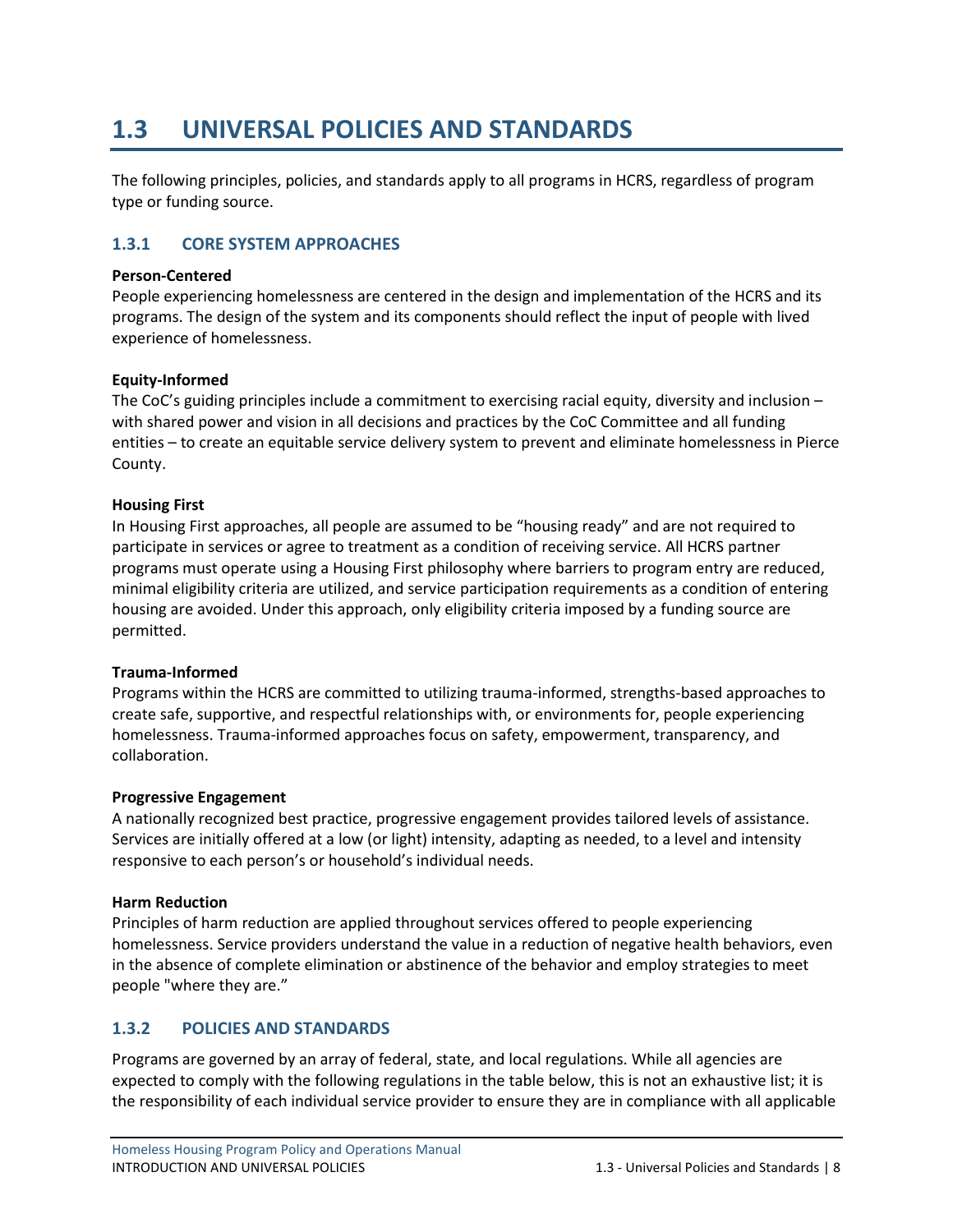# 1.3 UNIVERSAL POLICIES AND STANDARDS

The following principles, policies, and standards apply to all programs in HCRS, regardless of program type or funding source.

## 1.3.1 CORE SYSTEM APPROACHES

**Person-Centered**
People experiencing homelessness are centered in the design and implementation of the HCRS and its programs. The design of the system and its components should reflect the input of people with lived experience of homelessness.

**Equity-Informed**
The CoC's guiding principles include a commitment to exercising racial equity, diversity and inclusion – with shared power and vision in all decisions and practices by the CoC Committee and all funding entities – to create an equitable service delivery system to prevent and eliminate homelessness in Pierce County.

**Housing First**
In Housing First approaches, all people are assumed to be "housing ready" and are not required to participate in services or agree to treatment as a condition of receiving service. All HCRS partner programs must operate using a Housing First philosophy where barriers to program entry are reduced, minimal eligibility criteria are utilized, and service participation requirements as a condition of entering housing are avoided. Under this approach, only eligibility criteria imposed by a funding source are permitted.

**Trauma-Informed**
Programs within the HCRS are committed to utilizing trauma-informed, strengths-based approaches to create safe, supportive, and respectful relationships with, or environments for, people experiencing homelessness. Trauma-informed approaches focus on safety, empowerment, transparency, and collaboration.

**Progressive Engagement**
A nationally recognized best practice, progressive engagement provides tailored levels of assistance. Services are initially offered at a low (or light) intensity, adapting as needed, to a level and intensity responsive to each person's or household's individual needs.

**Harm Reduction**
Principles of harm reduction are applied throughout services offered to people experiencing homelessness. Service providers understand the value in a reduction of negative health behaviors, even in the absence of complete elimination or abstinence of the behavior and employ strategies to meet people "where they are."

## 1.3.2 POLICIES AND STANDARDS

Programs are governed by an array of federal, state, and local regulations. While all agencies are expected to comply with the following regulations in the table below, this is not an exhaustive list; it is the responsibility of each individual service provider to ensure they are in compliance with all applicable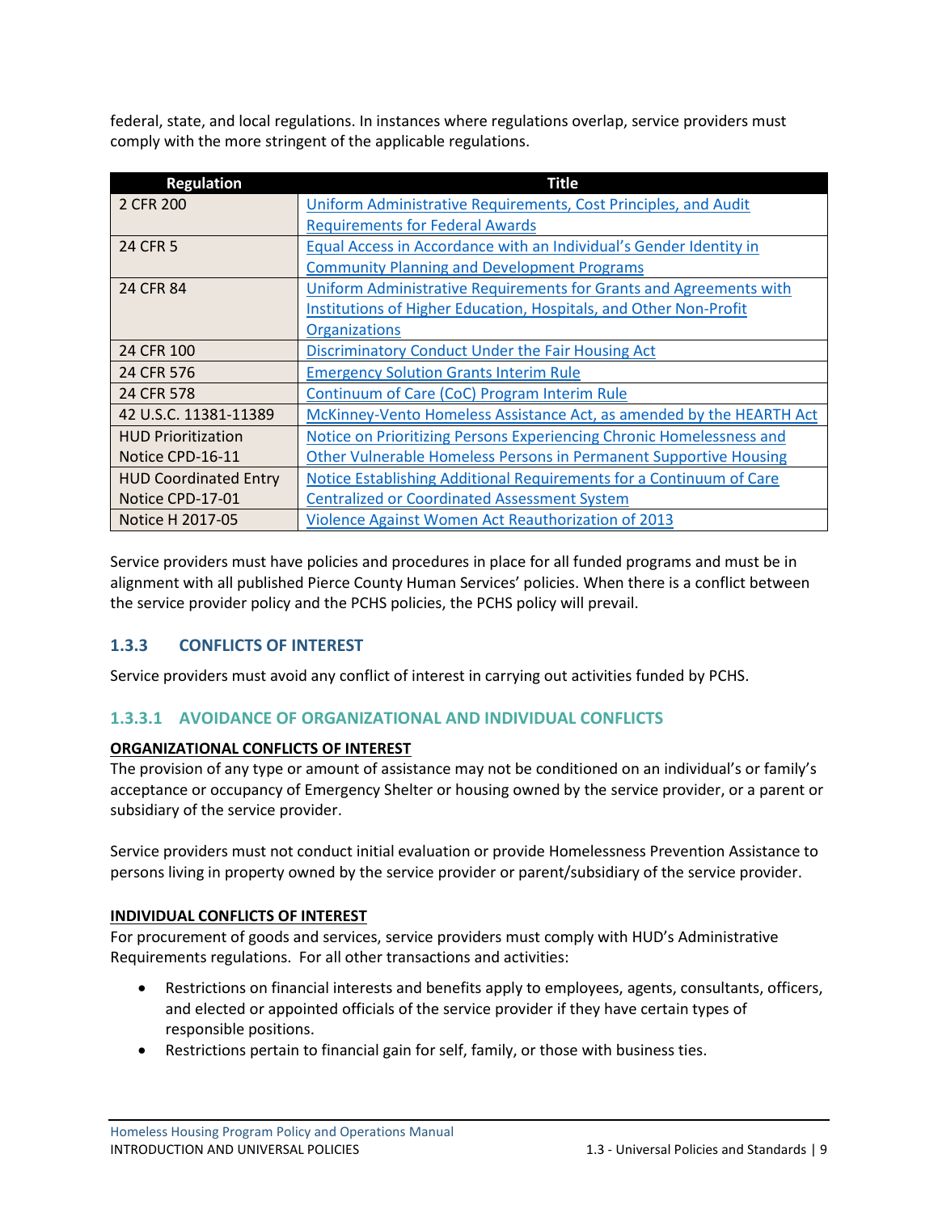federal, state, and local regulations. In instances where regulations overlap, service providers must comply with the more stringent of the applicable regulations.

| Regulation | Title |
|---|---|
| 2 CFR 200 | Uniform Administrative Requirements, Cost Principles, and Audit Requirements for Federal Awards |
| 24 CFR 5 | Equal Access in Accordance with an Individual's Gender Identity in Community Planning and Development Programs |
| 24 CFR 84 | Uniform Administrative Requirements for Grants and Agreements with Institutions of Higher Education, Hospitals, and Other Non-Profit Organizations |
| 24 CFR 100 | Discriminatory Conduct Under the Fair Housing Act |
| 24 CFR 576 | Emergency Solution Grants Interim Rule |
| 24 CFR 578 | Continuum of Care (CoC) Program Interim Rule |
| 42 U.S.C. 11381-11389 | McKinney-Vento Homeless Assistance Act, as amended by the HEARTH Act |
| HUD Prioritization Notice CPD-16-11 | Notice on Prioritizing Persons Experiencing Chronic Homelessness and Other Vulnerable Homeless Persons in Permanent Supportive Housing |
| HUD Coordinated Entry Notice CPD-17-01 | Notice Establishing Additional Requirements for a Continuum of Care Centralized or Coordinated Assessment System |
| Notice H 2017-05 | Violence Against Women Act Reauthorization of 2013 |

Service providers must have policies and procedures in place for all funded programs and must be in alignment with all published Pierce County Human Services' policies. When there is a conflict between the service provider policy and the PCHS policies, the PCHS policy will prevail.

### 1.3.3 CONFLICTS OF INTEREST

Service providers must avoid any conflict of interest in carrying out activities funded by PCHS.

#### 1.3.3.1 AVOIDANCE OF ORGANIZATIONAL AND INDIVIDUAL CONFLICTS

**ORGANIZATIONAL CONFLICTS OF INTEREST**

The provision of any type or amount of assistance may not be conditioned on an individual's or family's acceptance or occupancy of Emergency Shelter or housing owned by the service provider, or a parent or subsidiary of the service provider.

Service providers must not conduct initial evaluation or provide Homelessness Prevention Assistance to persons living in property owned by the service provider or parent/subsidiary of the service provider.

**INDIVIDUAL CONFLICTS OF INTEREST**

For procurement of goods and services, service providers must comply with HUD's Administrative Requirements regulations. For all other transactions and activities:

- Restrictions on financial interests and benefits apply to employees, agents, consultants, officers, and elected or appointed officials of the service provider if they have certain types of responsible positions.
- Restrictions pertain to financial gain for self, family, or those with business ties.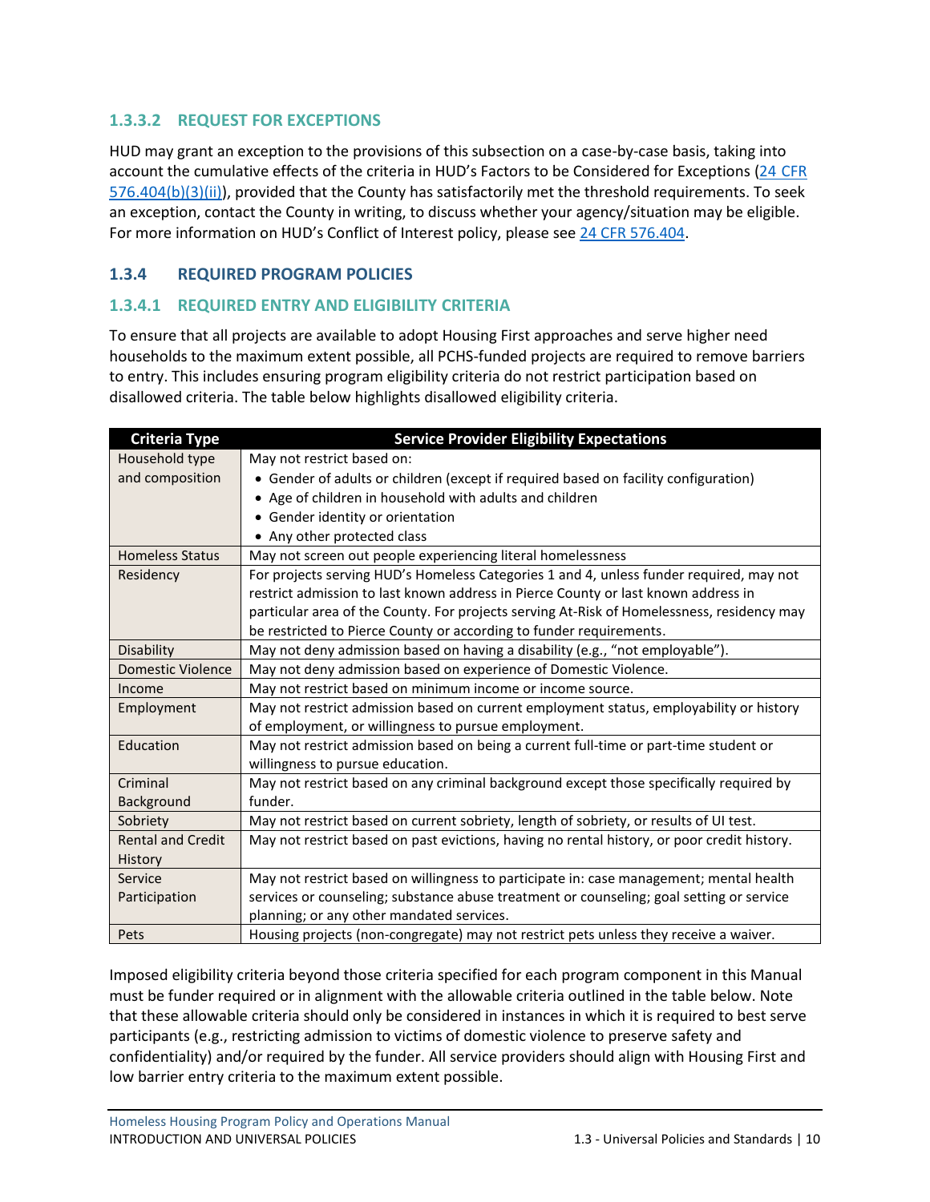#### 1.3.3.2 REQUEST FOR EXCEPTIONS

HUD may grant an exception to the provisions of this subsection on a case-by-case basis, taking into account the cumulative effects of the criteria in HUD's Factors to be Considered for Exceptions (24 CFR 576.404(b)(3)(ii)), provided that the County has satisfactorily met the threshold requirements. To seek an exception, contact the County in writing, to discuss whether your agency/situation may be eligible. For more information on HUD's Conflict of Interest policy, please see 24 CFR 576.404.

### 1.3.4 REQUIRED PROGRAM POLICIES

#### 1.3.4.1 REQUIRED ENTRY AND ELIGIBILITY CRITERIA

To ensure that all projects are available to adopt Housing First approaches and serve higher need households to the maximum extent possible, all PCHS-funded projects are required to remove barriers to entry. This includes ensuring program eligibility criteria do not restrict participation based on disallowed criteria. The table below highlights disallowed eligibility criteria.

| Criteria Type | Service Provider Eligibility Expectations |
|---|---|
| Household type and composition | May not restrict based on:<br>• Gender of adults or children (except if required based on facility configuration)<br>• Age of children in household with adults and children<br>• Gender identity or orientation<br>• Any other protected class |
| Homeless Status | May not screen out people experiencing literal homelessness |
| Residency | For projects serving HUD's Homeless Categories 1 and 4, unless funder required, may not restrict admission to last known address in Pierce County or last known address in particular area of the County. For projects serving At-Risk of Homelessness, residency may be restricted to Pierce County or according to funder requirements. |
| Disability | May not deny admission based on having a disability (e.g., "not employable"). |
| Domestic Violence | May not deny admission based on experience of Domestic Violence. |
| Income | May not restrict based on minimum income or income source. |
| Employment | May not restrict admission based on current employment status, employability or history of employment, or willingness to pursue employment. |
| Education | May not restrict admission based on being a current full-time or part-time student or willingness to pursue education. |
| Criminal Background | May not restrict based on any criminal background except those specifically required by funder. |
| Sobriety | May not restrict based on current sobriety, length of sobriety, or results of UI test. |
| Rental and Credit History | May not restrict based on past evictions, having no rental history, or poor credit history. |
| Service Participation | May not restrict based on willingness to participate in: case management; mental health services or counseling; substance abuse treatment or counseling; goal setting or service planning; or any other mandated services. |
| Pets | Housing projects (non-congregate) may not restrict pets unless they receive a waiver. |

Imposed eligibility criteria beyond those criteria specified for each program component in this Manual must be funder required or in alignment with the allowable criteria outlined in the table below. Note that these allowable criteria should only be considered in instances in which it is required to best serve participants (e.g., restricting admission to victims of domestic violence to preserve safety and confidentiality) and/or required by the funder. All service providers should align with Housing First and low barrier entry criteria to the maximum extent possible.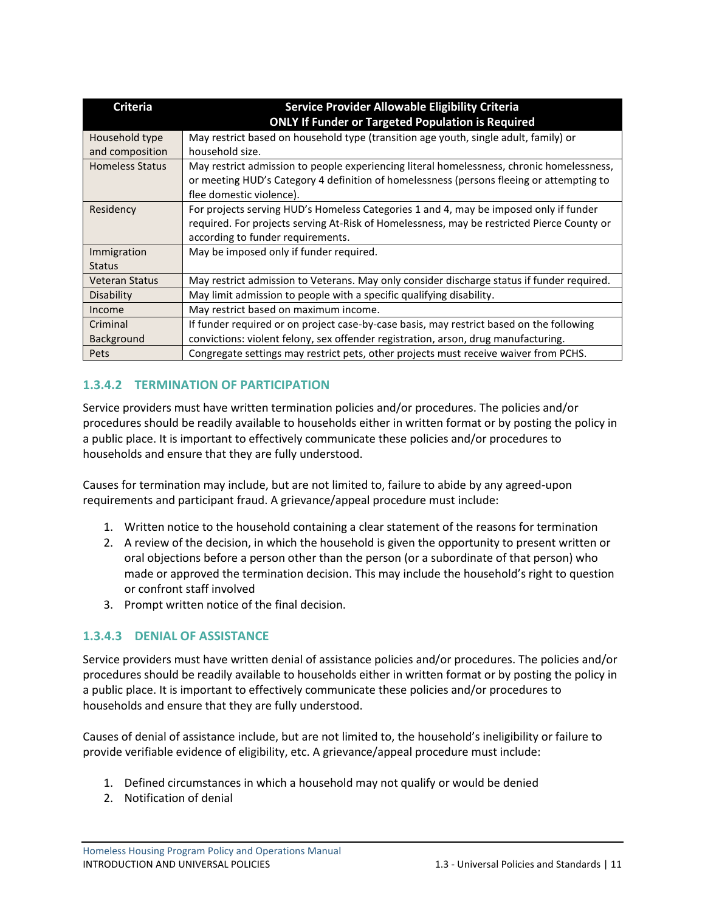| Criteria | Service Provider Allowable Eligibility Criteria<br>ONLY If Funder or Targeted Population is Required |
|---|---|
| Household type and composition | May restrict based on household type (transition age youth, single adult, family) or household size. |
| Homeless Status | May restrict admission to people experiencing literal homelessness, chronic homelessness, or meeting HUD's Category 4 definition of homelessness (persons fleeing or attempting to flee domestic violence). |
| Residency | For projects serving HUD's Homeless Categories 1 and 4, may be imposed only if funder required. For projects serving At-Risk of Homelessness, may be restricted Pierce County or according to funder requirements. |
| Immigration Status | May be imposed only if funder required. |
| Veteran Status | May restrict admission to Veterans. May only consider discharge status if funder required. |
| Disability | May limit admission to people with a specific qualifying disability. |
| Income | May restrict based on maximum income. |
| Criminal Background | If funder required or on project case-by-case basis, may restrict based on the following convictions: violent felony, sex offender registration, arson, drug manufacturing. |
| Pets | Congregate settings may restrict pets, other projects must receive waiver from PCHS. |

#### 1.3.4.2 TERMINATION OF PARTICIPATION

Service providers must have written termination policies and/or procedures. The policies and/or procedures should be readily available to households either in written format or by posting the policy in a public place. It is important to effectively communicate these policies and/or procedures to households and ensure that they are fully understood.

Causes for termination may include, but are not limited to, failure to abide by any agreed-upon requirements and participant fraud. A grievance/appeal procedure must include:

1. Written notice to the household containing a clear statement of the reasons for termination
2. A review of the decision, in which the household is given the opportunity to present written or oral objections before a person other than the person (or a subordinate of that person) who made or approved the termination decision. This may include the household's right to question or confront staff involved
3. Prompt written notice of the final decision.

#### 1.3.4.3 DENIAL OF ASSISTANCE

Service providers must have written denial of assistance policies and/or procedures. The policies and/or procedures should be readily available to households either in written format or by posting the policy in a public place. It is important to effectively communicate these policies and/or procedures to households and ensure that they are fully understood.

Causes of denial of assistance include, but are not limited to, the household's ineligibility or failure to provide verifiable evidence of eligibility, etc. A grievance/appeal procedure must include:

1. Defined circumstances in which a household may not qualify or would be denied
2. Notification of denial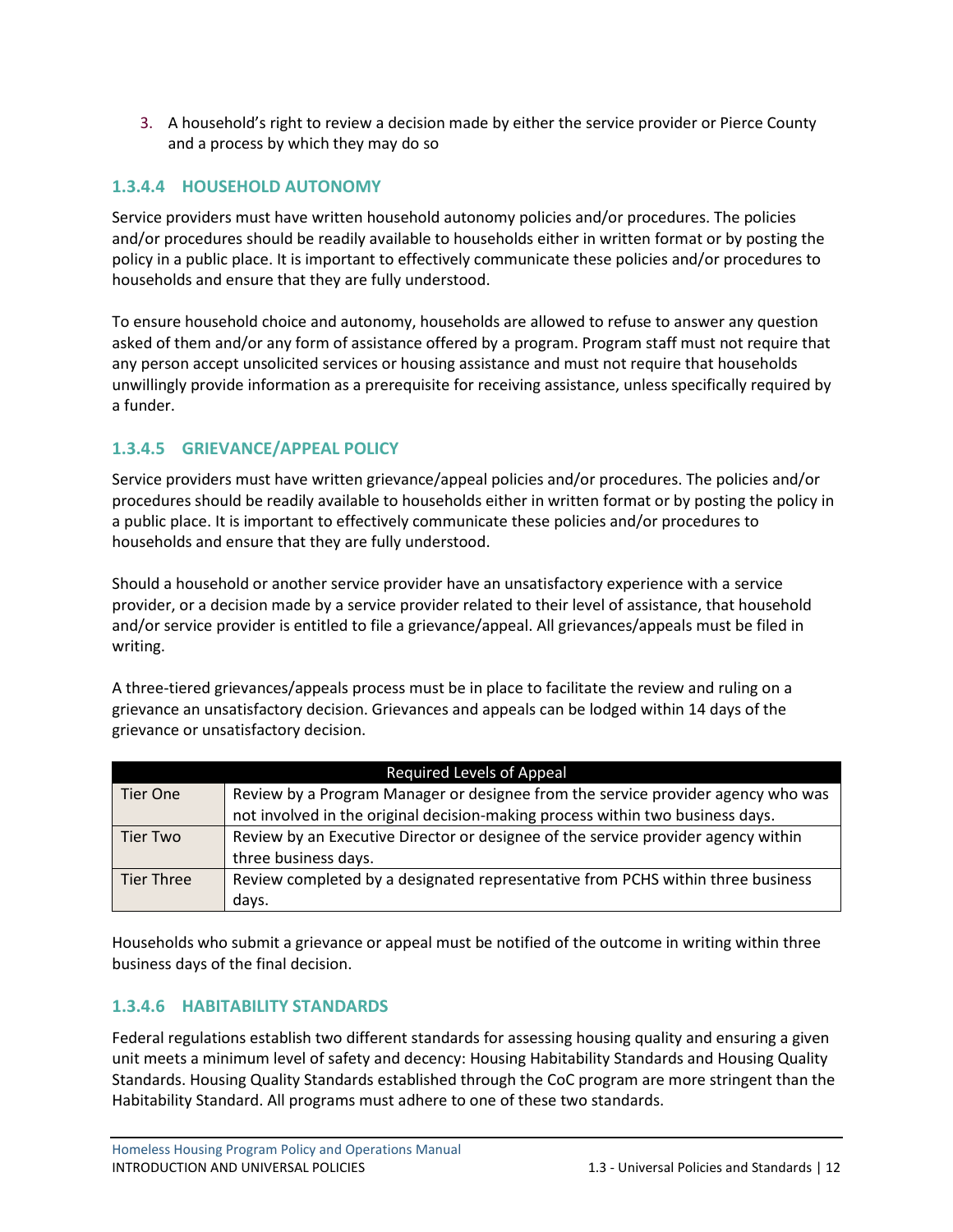3. A household's right to review a decision made by either the service provider or Pierce County and a process by which they may do so

### 1.3.4.4 HOUSEHOLD AUTONOMY

Service providers must have written household autonomy policies and/or procedures. The policies and/or procedures should be readily available to households either in written format or by posting the policy in a public place. It is important to effectively communicate these policies and/or procedures to households and ensure that they are fully understood.

To ensure household choice and autonomy, households are allowed to refuse to answer any question asked of them and/or any form of assistance offered by a program. Program staff must not require that any person accept unsolicited services or housing assistance and must not require that households unwillingly provide information as a prerequisite for receiving assistance, unless specifically required by a funder.

### 1.3.4.5 GRIEVANCE/APPEAL POLICY

Service providers must have written grievance/appeal policies and/or procedures. The policies and/or procedures should be readily available to households either in written format or by posting the policy in a public place. It is important to effectively communicate these policies and/or procedures to households and ensure that they are fully understood.

Should a household or another service provider have an unsatisfactory experience with a service provider, or a decision made by a service provider related to their level of assistance, that household and/or service provider is entitled to file a grievance/appeal. All grievances/appeals must be filed in writing.

A three-tiered grievances/appeals process must be in place to facilitate the review and ruling on a grievance an unsatisfactory decision. Grievances and appeals can be lodged within 14 days of the grievance or unsatisfactory decision.

| Required Levels of Appeal | |
|---|---|
| Tier One | Review by a Program Manager or designee from the service provider agency who was not involved in the original decision-making process within two business days. |
| Tier Two | Review by an Executive Director or designee of the service provider agency within three business days. |
| Tier Three | Review completed by a designated representative from PCHS within three business days. |

Households who submit a grievance or appeal must be notified of the outcome in writing within three business days of the final decision.

### 1.3.4.6 HABITABILITY STANDARDS

Federal regulations establish two different standards for assessing housing quality and ensuring a given unit meets a minimum level of safety and decency: Housing Habitability Standards and Housing Quality Standards. Housing Quality Standards established through the CoC program are more stringent than the Habitability Standard. All programs must adhere to one of these two standards.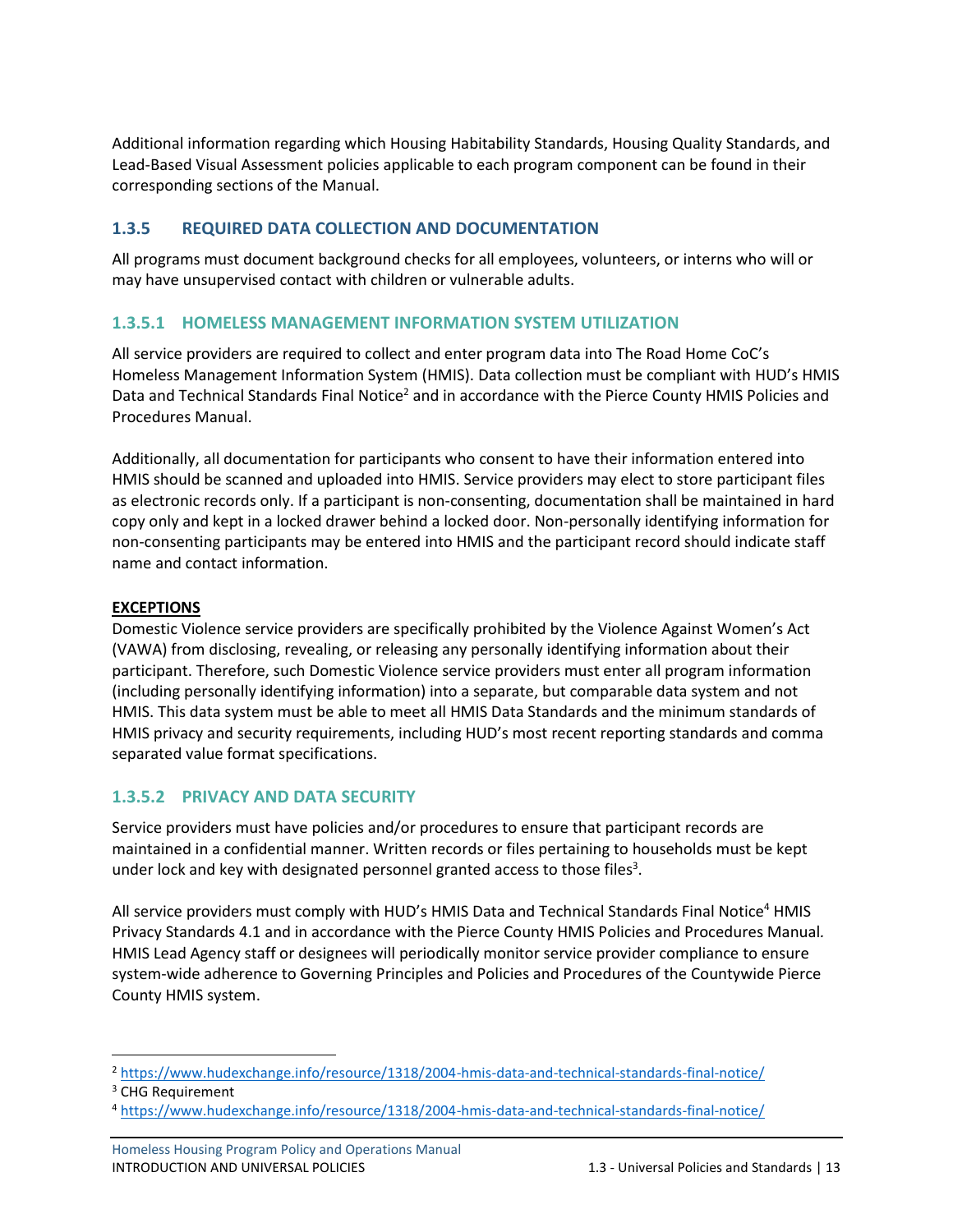Additional information regarding which Housing Habitability Standards, Housing Quality Standards, and Lead-Based Visual Assessment policies applicable to each program component can be found in their corresponding sections of the Manual.

### 1.3.5 REQUIRED DATA COLLECTION AND DOCUMENTATION

All programs must document background checks for all employees, volunteers, or interns who will or may have unsupervised contact with children or vulnerable adults.

#### 1.3.5.1 HOMELESS MANAGEMENT INFORMATION SYSTEM UTILIZATION

All service providers are required to collect and enter program data into The Road Home CoC's Homeless Management Information System (HMIS). Data collection must be compliant with HUD's HMIS Data and Technical Standards Final Notice[2] and in accordance with the Pierce County HMIS Policies and Procedures Manual.

Additionally, all documentation for participants who consent to have their information entered into HMIS should be scanned and uploaded into HMIS. Service providers may elect to store participant files as electronic records only. If a participant is non-consenting, documentation shall be maintained in hard copy only and kept in a locked drawer behind a locked door. Non-personally identifying information for non-consenting participants may be entered into HMIS and the participant record should indicate staff name and contact information.

**EXCEPTIONS**

Domestic Violence service providers are specifically prohibited by the Violence Against Women's Act (VAWA) from disclosing, revealing, or releasing any personally identifying information about their participant. Therefore, such Domestic Violence service providers must enter all program information (including personally identifying information) into a separate, but comparable data system and not HMIS. This data system must be able to meet all HMIS Data Standards and the minimum standards of HMIS privacy and security requirements, including HUD's most recent reporting standards and comma separated value format specifications.

#### 1.3.5.2 PRIVACY AND DATA SECURITY

Service providers must have policies and/or procedures to ensure that participant records are maintained in a confidential manner. Written records or files pertaining to households must be kept under lock and key with designated personnel granted access to those files[3].

All service providers must comply with HUD's HMIS Data and Technical Standards Final Notice[4] HMIS Privacy Standards 4.1 and in accordance with the Pierce County HMIS Policies and Procedures Manual. HMIS Lead Agency staff or designees will periodically monitor service provider compliance to ensure system-wide adherence to Governing Principles and Policies and Procedures of the Countywide Pierce County HMIS system.

---

[2] https://www.hudexchange.info/resource/1318/2004-hmis-data-and-technical-standards-final-notice/

[3] CHG Requirement

[4] https://www.hudexchange.info/resource/1318/2004-hmis-data-and-technical-standards-final-notice/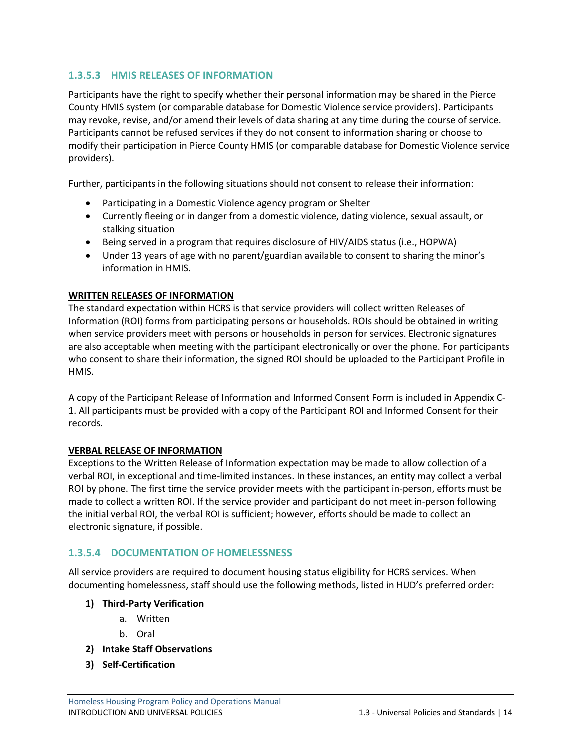### 1.3.5.3 HMIS RELEASES OF INFORMATION

Participants have the right to specify whether their personal information may be shared in the Pierce County HMIS system (or comparable database for Domestic Violence service providers). Participants may revoke, revise, and/or amend their levels of data sharing at any time during the course of service. Participants cannot be refused services if they do not consent to information sharing or choose to modify their participation in Pierce County HMIS (or comparable database for Domestic Violence service providers).

Further, participants in the following situations should not consent to release their information:

- Participating in a Domestic Violence agency program or Shelter
- Currently fleeing or in danger from a domestic violence, dating violence, sexual assault, or stalking situation
- Being served in a program that requires disclosure of HIV/AIDS status (i.e., HOPWA)
- Under 13 years of age with no parent/guardian available to consent to sharing the minor's information in HMIS.

**WRITTEN RELEASES OF INFORMATION**

The standard expectation within HCRS is that service providers will collect written Releases of Information (ROI) forms from participating persons or households. ROIs should be obtained in writing when service providers meet with persons or households in person for services. Electronic signatures are also acceptable when meeting with the participant electronically or over the phone. For participants who consent to share their information, the signed ROI should be uploaded to the Participant Profile in HMIS.

A copy of the Participant Release of Information and Informed Consent Form is included in Appendix C-1. All participants must be provided with a copy of the Participant ROI and Informed Consent for their records.

**VERBAL RELEASE OF INFORMATION**

Exceptions to the Written Release of Information expectation may be made to allow collection of a verbal ROI, in exceptional and time-limited instances. In these instances, an entity may collect a verbal ROI by phone. The first time the service provider meets with the participant in-person, efforts must be made to collect a written ROI. If the service provider and participant do not meet in-person following the initial verbal ROI, the verbal ROI is sufficient; however, efforts should be made to collect an electronic signature, if possible.

### 1.3.5.4 DOCUMENTATION OF HOMELESSNESS

All service providers are required to document housing status eligibility for HCRS services. When documenting homelessness, staff should use the following methods, listed in HUD's preferred order:

1) **Third-Party Verification**
   a. Written
   b. Oral
2) **Intake Staff Observations**
3) **Self-Certification**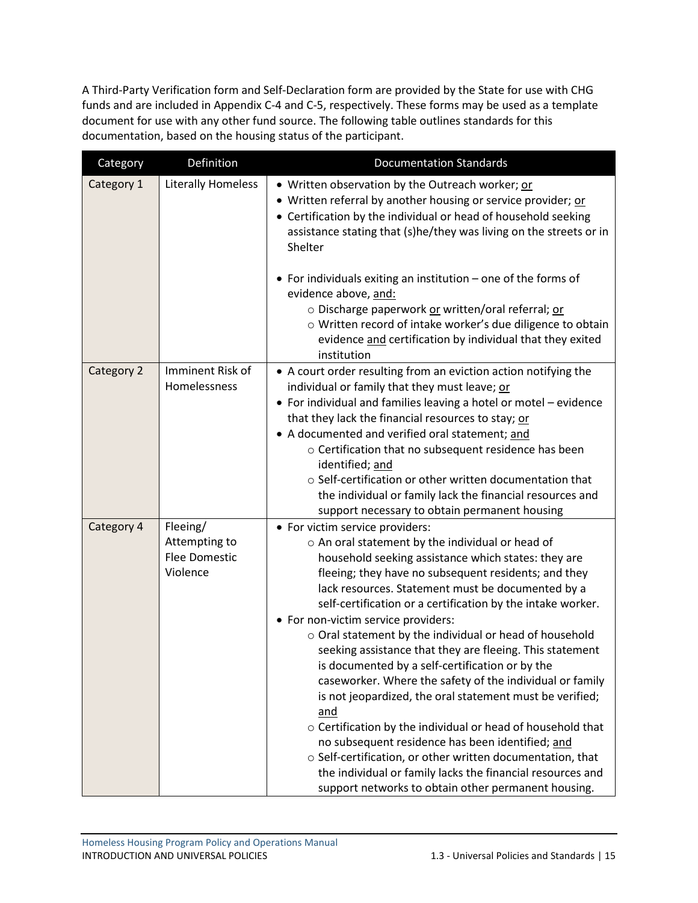A Third-Party Verification form and Self-Declaration form are provided by the State for use with CHG funds and are included in Appendix C-4 and C-5, respectively. These forms may be used as a template document for use with any other fund source. The following table outlines standards for this documentation, based on the housing status of the participant.

| Category | Definition | Documentation Standards |
|---|---|---|
| Category 1 | Literally Homeless | • Written observation by the Outreach worker; <u>or</u><br>• Written referral by another housing or service provider; <u>or</u><br>• Certification by the individual or head of household seeking assistance stating that (s)he/they was living on the streets or in Shelter<br><br>• For individuals exiting an institution – one of the forms of evidence above, <u>and:</u><br>  ○ Discharge paperwork <u>or</u> written/oral referral; <u>or</u><br>  ○ Written record of intake worker's due diligence to obtain evidence <u>and</u> certification by individual that they exited institution |
| Category 2 | Imminent Risk of Homelessness | • A court order resulting from an eviction action notifying the individual or family that they must leave; <u>or</u><br>• For individual and families leaving a hotel or motel – evidence that they lack the financial resources to stay; <u>or</u><br>• A documented and verified oral statement; <u>and</u><br>  ○ Certification that no subsequent residence has been identified; <u>and</u><br>  ○ Self-certification or other written documentation that the individual or family lack the financial resources and support necessary to obtain permanent housing |
| Category 4 | Fleeing/ Attempting to Flee Domestic Violence | • For victim service providers:<br>  ○ An oral statement by the individual or head of household seeking assistance which states: they are fleeing; they have no subsequent residents; and they lack resources. Statement must be documented by a self-certification or a certification by the intake worker.<br>• For non-victim service providers:<br>  ○ Oral statement by the individual or head of household seeking assistance that they are fleeing. This statement is documented by a self-certification or by the caseworker. Where the safety of the individual or family is not jeopardized, the oral statement must be verified; <u>and</u><br>  ○ Certification by the individual or head of household that no subsequent residence has been identified; <u>and</u><br>  ○ Self-certification, or other written documentation, that the individual or family lacks the financial resources and support networks to obtain other permanent housing. |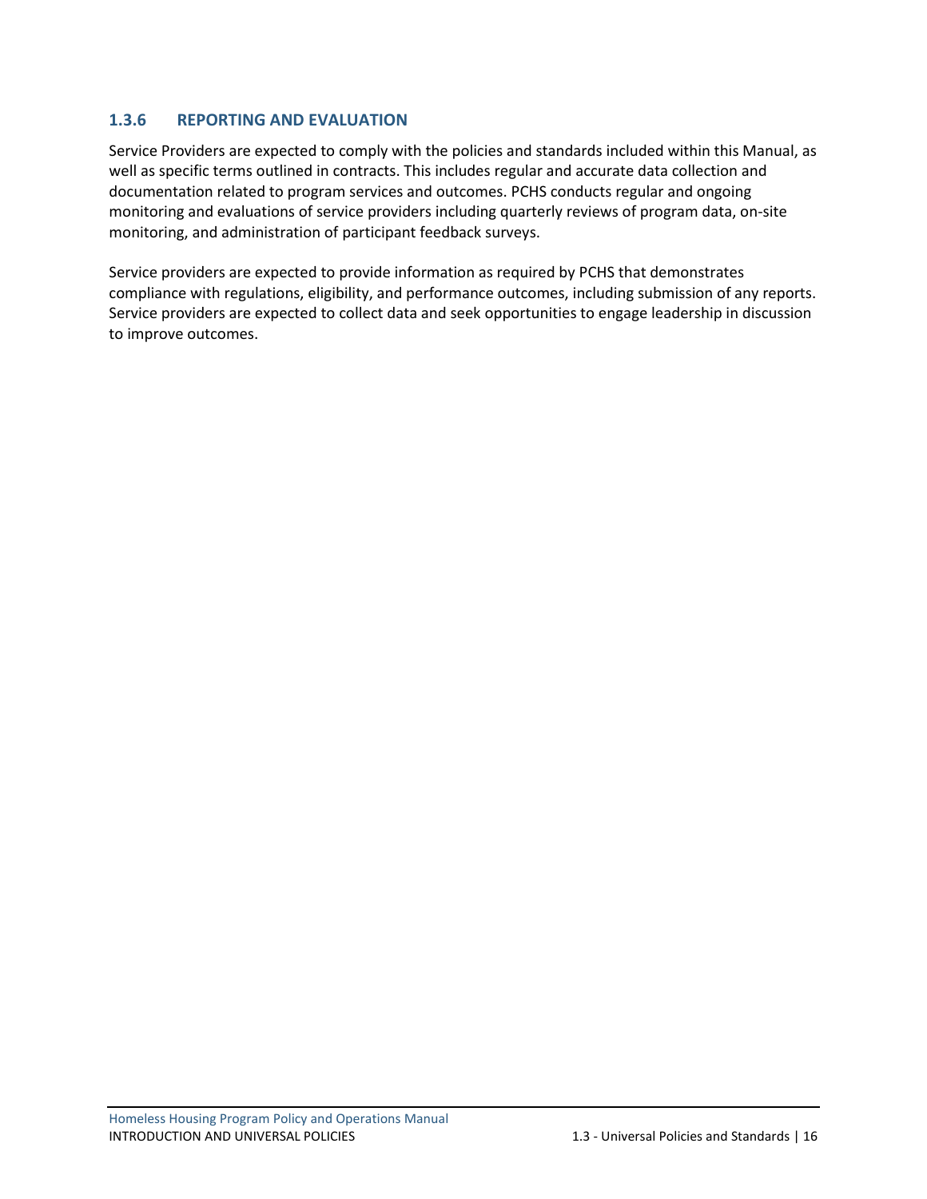### 1.3.6 REPORTING AND EVALUATION

Service Providers are expected to comply with the policies and standards included within this Manual, as well as specific terms outlined in contracts. This includes regular and accurate data collection and documentation related to program services and outcomes. PCHS conducts regular and ongoing monitoring and evaluations of service providers including quarterly reviews of program data, on-site monitoring, and administration of participant feedback surveys.

Service providers are expected to provide information as required by PCHS that demonstrates compliance with regulations, eligibility, and performance outcomes, including submission of any reports. Service providers are expected to collect data and seek opportunities to engage leadership in discussion to improve outcomes.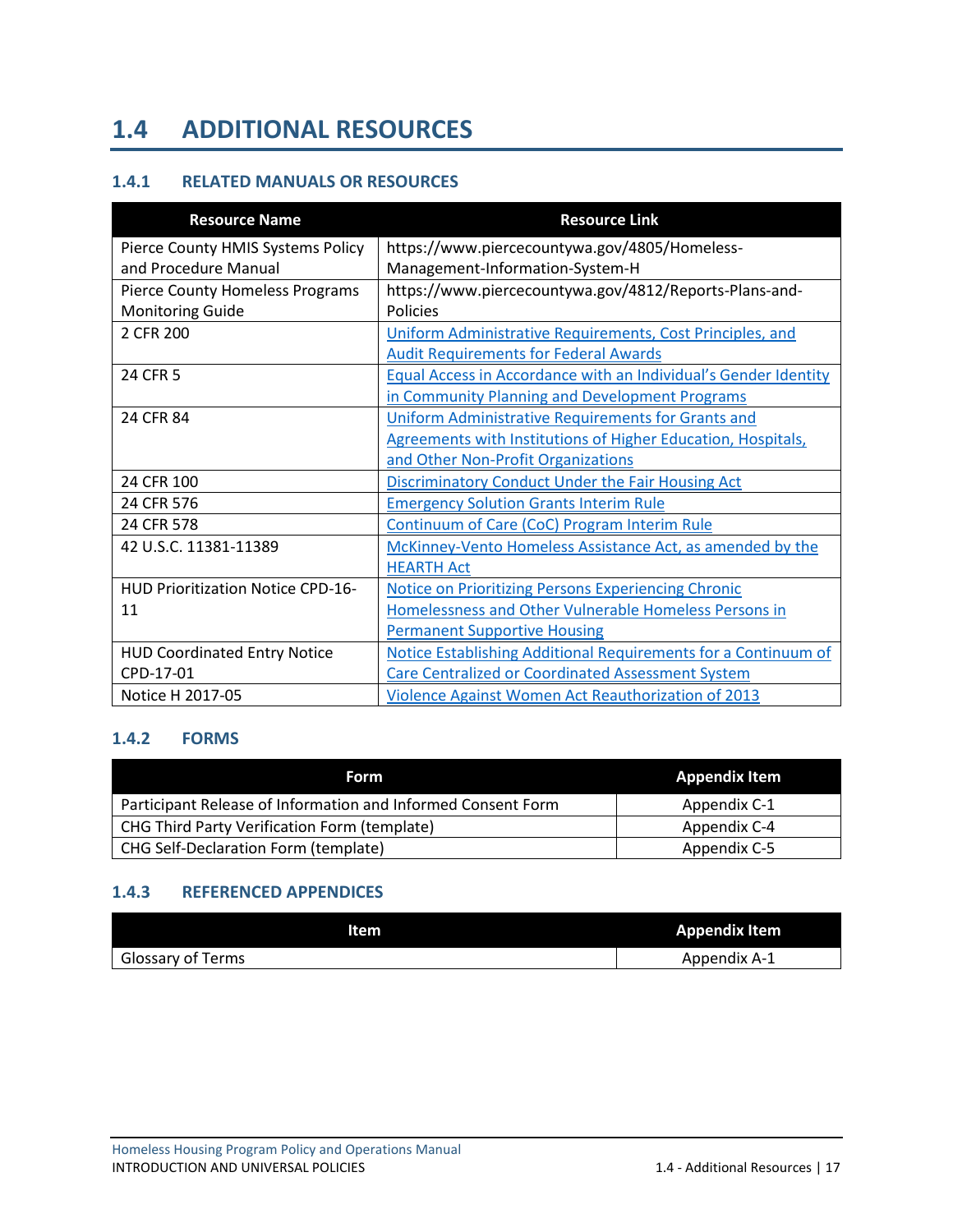# 1.4 ADDITIONAL RESOURCES

## 1.4.1 RELATED MANUALS OR RESOURCES

| Resource Name | Resource Link |
|---|---|
| Pierce County HMIS Systems Policy and Procedure Manual | https://www.piercecountywa.gov/4805/Homeless-Management-Information-System-H |
| Pierce County Homeless Programs Monitoring Guide | https://www.piercecountywa.gov/4812/Reports-Plans-and-Policies |
| 2 CFR 200 | Uniform Administrative Requirements, Cost Principles, and Audit Requirements for Federal Awards |
| 24 CFR 5 | Equal Access in Accordance with an Individual's Gender Identity in Community Planning and Development Programs |
| 24 CFR 84 | Uniform Administrative Requirements for Grants and Agreements with Institutions of Higher Education, Hospitals, and Other Non-Profit Organizations |
| 24 CFR 100 | Discriminatory Conduct Under the Fair Housing Act |
| 24 CFR 576 | Emergency Solution Grants Interim Rule |
| 24 CFR 578 | Continuum of Care (CoC) Program Interim Rule |
| 42 U.S.C. 11381-11389 | McKinney-Vento Homeless Assistance Act, as amended by the HEARTH Act |
| HUD Prioritization Notice CPD-16-11 | Notice on Prioritizing Persons Experiencing Chronic Homelessness and Other Vulnerable Homeless Persons in Permanent Supportive Housing |
| HUD Coordinated Entry Notice CPD-17-01 | Notice Establishing Additional Requirements for a Continuum of Care Centralized or Coordinated Assessment System |
| Notice H 2017-05 | Violence Against Women Act Reauthorization of 2013 |

## 1.4.2 FORMS

| Form | Appendix Item |
|---|---|
| Participant Release of Information and Informed Consent Form | Appendix C-1 |
| CHG Third Party Verification Form (template) | Appendix C-4 |
| CHG Self-Declaration Form (template) | Appendix C-5 |

## 1.4.3 REFERENCED APPENDICES

| Item | Appendix Item |
|---|---|
| Glossary of Terms | Appendix A-1 |